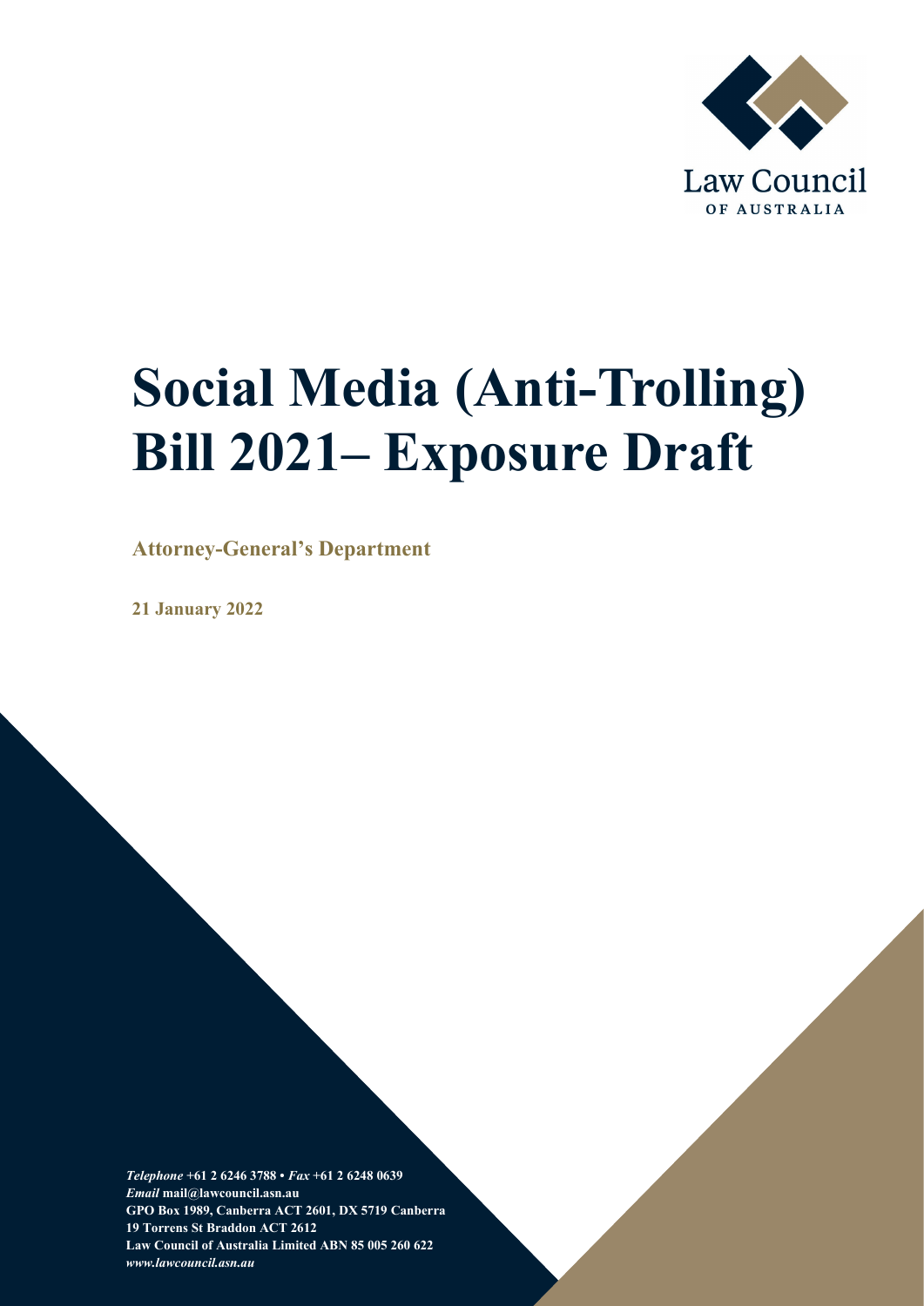Law Council

OF AUSTRALIA

# Social Media (Anti-Trolling) Bill 2021– Exposure Draft

**Attorney-General's Department**

**21 January 2022**

***Telephone*** **+61 2 6246 3788 •** ***Fax*** **+61 2 6248 0639**
***Email*** **mail@lawcouncil.asn.au**
**GPO Box 1989, Canberra ACT 2601, DX 5719 Canberra**
**19 Torrens St Braddon ACT 2612**
**Law Council of Australia Limited ABN 85 005 260 622**
***www.lawcouncil.asn.au***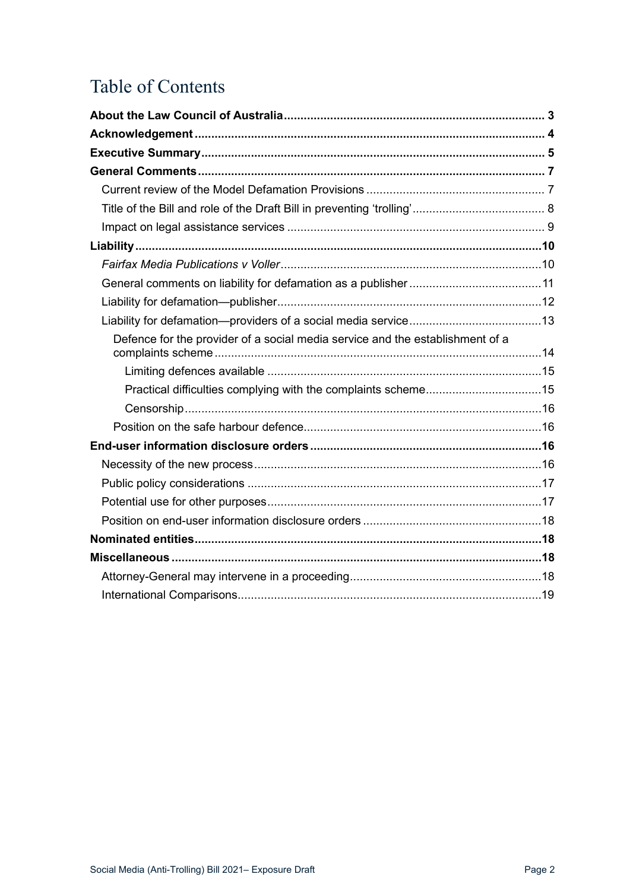# Table of Contents

**About the Law Council of Australia** .......... 3

**Acknowledgement** .......... 4

**Executive Summary** .......... 5

**General Comments** .......... 7

- Current review of the Model Defamation Provisions .......... 7
- Title of the Bill and role of the Draft Bill in preventing 'trolling' .......... 8
- Impact on legal assistance services .......... 9

**Liability** .......... 10

- *Fairfax Media Publications v Voller* .......... 10
- General comments on liability for defamation as a publisher .......... 11
- Liability for defamation—publisher .......... 12
- Liability for defamation—providers of a social media service .......... 13
    - Defence for the provider of a social media service and the establishment of a complaints scheme .......... 14
        - Limiting defences available .......... 15
        - Practical difficulties complying with the complaints scheme .......... 15
        - Censorship .......... 16
    - Position on the safe harbour defence .......... 16

**End-user information disclosure orders** .......... 16

- Necessity of the new process .......... 16
- Public policy considerations .......... 17
- Potential use for other purposes .......... 17
- Position on end-user information disclosure orders .......... 18

**Nominated entities** .......... 18

**Miscellaneous** .......... 18

- Attorney-General may intervene in a proceeding .......... 18
- International Comparisons .......... 19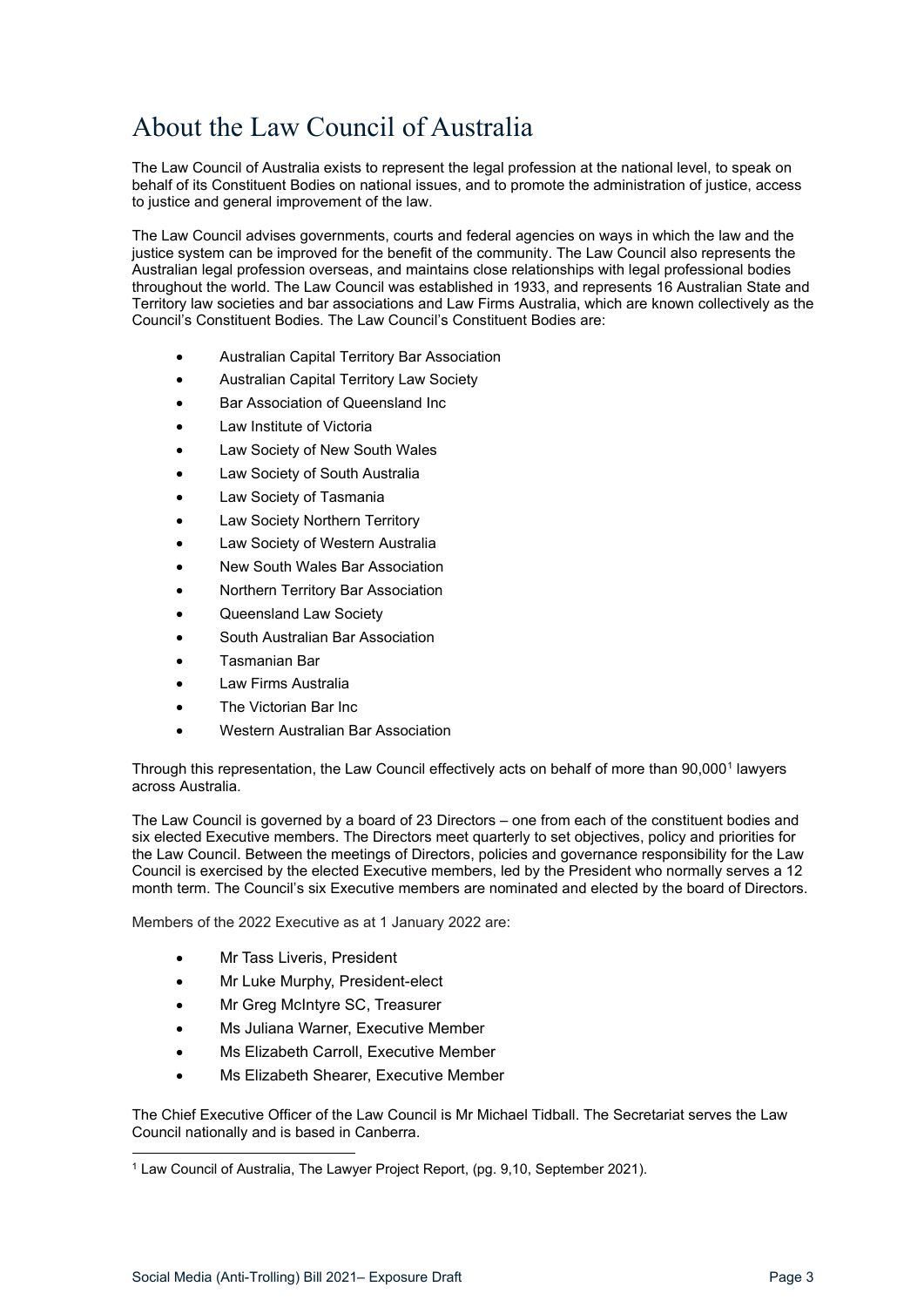# About the Law Council of Australia

The Law Council of Australia exists to represent the legal profession at the national level, to speak on behalf of its Constituent Bodies on national issues, and to promote the administration of justice, access to justice and general improvement of the law.

The Law Council advises governments, courts and federal agencies on ways in which the law and the justice system can be improved for the benefit of the community. The Law Council also represents the Australian legal profession overseas, and maintains close relationships with legal professional bodies throughout the world. The Law Council was established in 1933, and represents 16 Australian State and Territory law societies and bar associations and Law Firms Australia, which are known collectively as the Council's Constituent Bodies. The Law Council's Constituent Bodies are:

- Australian Capital Territory Bar Association
- Australian Capital Territory Law Society
- Bar Association of Queensland Inc
- Law Institute of Victoria
- Law Society of New South Wales
- Law Society of South Australia
- Law Society of Tasmania
- Law Society Northern Territory
- Law Society of Western Australia
- New South Wales Bar Association
- Northern Territory Bar Association
- Queensland Law Society
- South Australian Bar Association
- Tasmanian Bar
- Law Firms Australia
- The Victorian Bar Inc
- Western Australian Bar Association

Through this representation, the Law Council effectively acts on behalf of more than 90,000[1] lawyers across Australia.

The Law Council is governed by a board of 23 Directors – one from each of the constituent bodies and six elected Executive members. The Directors meet quarterly to set objectives, policy and priorities for the Law Council. Between the meetings of Directors, policies and governance responsibility for the Law Council is exercised by the elected Executive members, led by the President who normally serves a 12 month term. The Council's six Executive members are nominated and elected by the board of Directors.

Members of the 2022 Executive as at 1 January 2022 are:

- Mr Tass Liveris, President
- Mr Luke Murphy, President-elect
- Mr Greg McIntyre SC, Treasurer
- Ms Juliana Warner, Executive Member
- Ms Elizabeth Carroll, Executive Member
- Ms Elizabeth Shearer, Executive Member

The Chief Executive Officer of the Law Council is Mr Michael Tidball. The Secretariat serves the Law Council nationally and is based in Canberra.

[1] Law Council of Australia, The Lawyer Project Report, (pg. 9,10, September 2021).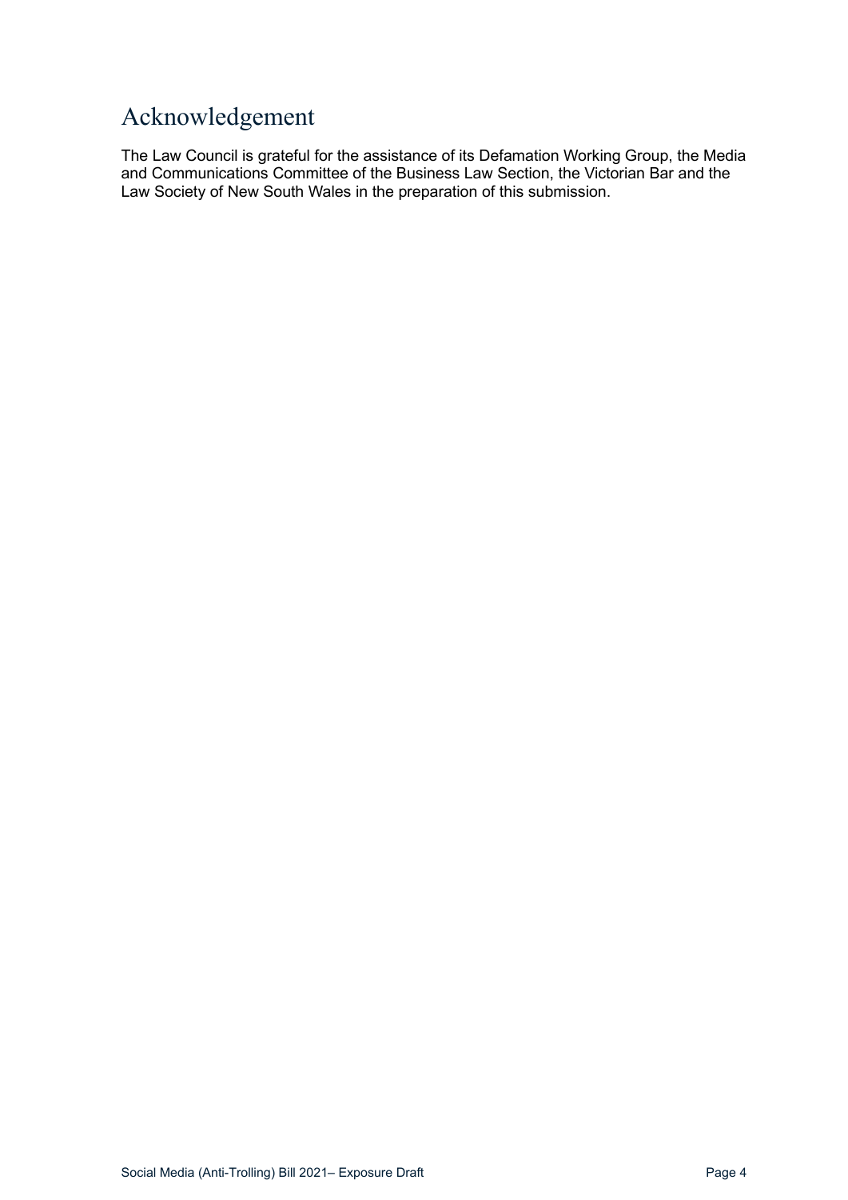# Acknowledgement

The Law Council is grateful for the assistance of its Defamation Working Group, the Media and Communications Committee of the Business Law Section, the Victorian Bar and the Law Society of New South Wales in the preparation of this submission.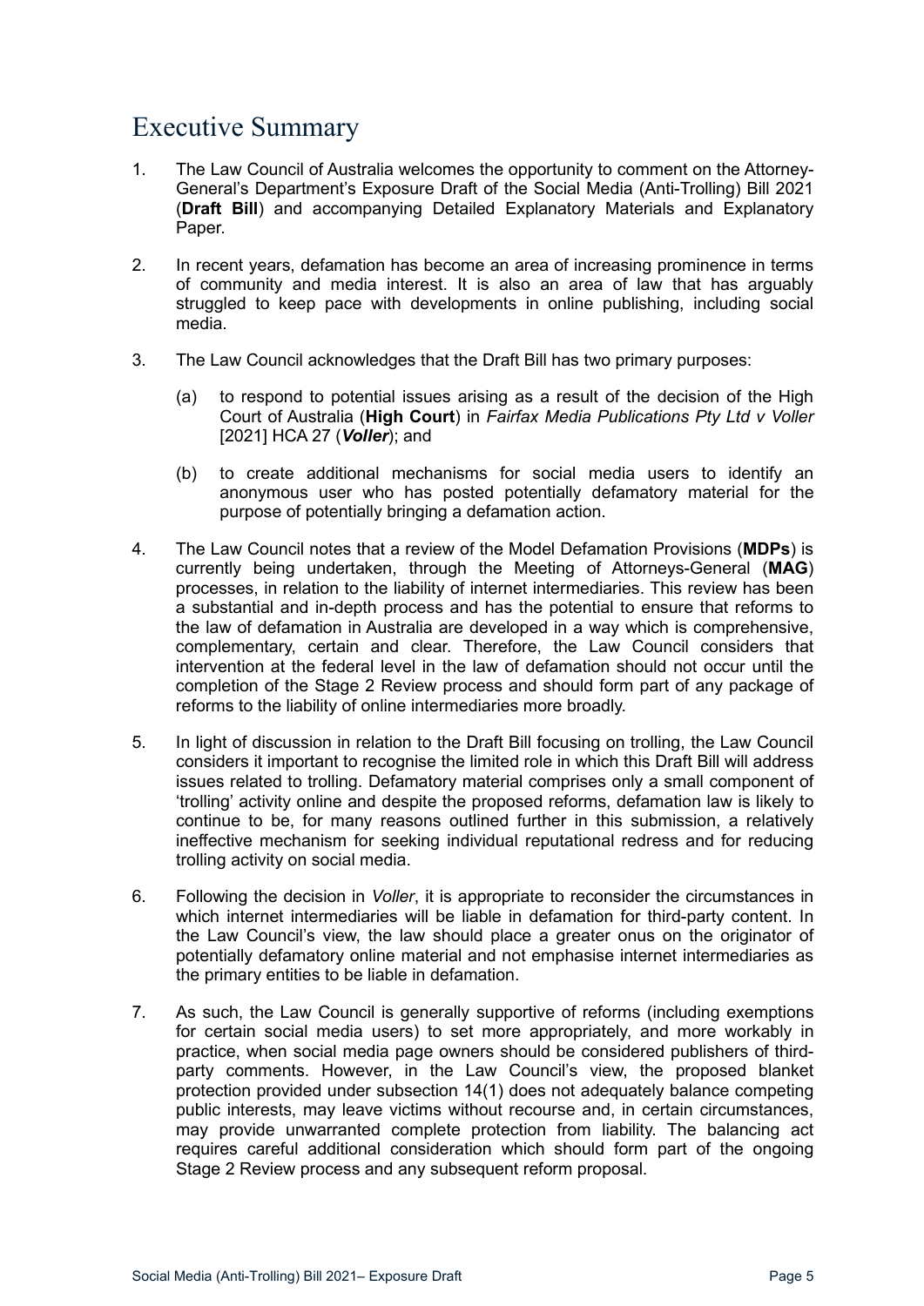# Executive Summary

1. The Law Council of Australia welcomes the opportunity to comment on the Attorney-General's Department's Exposure Draft of the Social Media (Anti-Trolling) Bill 2021 (**Draft Bill**) and accompanying Detailed Explanatory Materials and Explanatory Paper.

2. In recent years, defamation has become an area of increasing prominence in terms of community and media interest. It is also an area of law that has arguably struggled to keep pace with developments in online publishing, including social media.

3. The Law Council acknowledges that the Draft Bill has two primary purposes:

   (a) to respond to potential issues arising as a result of the decision of the High Court of Australia (**High Court**) in *Fairfax Media Publications Pty Ltd v Voller* [2021] HCA 27 (***Voller***); and

   (b) to create additional mechanisms for social media users to identify an anonymous user who has posted potentially defamatory material for the purpose of potentially bringing a defamation action.

4. The Law Council notes that a review of the Model Defamation Provisions (**MDPs**) is currently being undertaken, through the Meeting of Attorneys-General (**MAG**) processes, in relation to the liability of internet intermediaries. This review has been a substantial and in-depth process and has the potential to ensure that reforms to the law of defamation in Australia are developed in a way which is comprehensive, complementary, certain and clear. Therefore, the Law Council considers that intervention at the federal level in the law of defamation should not occur until the completion of the Stage 2 Review process and should form part of any package of reforms to the liability of online intermediaries more broadly.

5. In light of discussion in relation to the Draft Bill focusing on trolling, the Law Council considers it important to recognise the limited role in which this Draft Bill will address issues related to trolling. Defamatory material comprises only a small component of 'trolling' activity online and despite the proposed reforms, defamation law is likely to continue to be, for many reasons outlined further in this submission, a relatively ineffective mechanism for seeking individual reputational redress and for reducing trolling activity on social media.

6. Following the decision in *Voller*, it is appropriate to reconsider the circumstances in which internet intermediaries will be liable in defamation for third-party content. In the Law Council's view, the law should place a greater onus on the originator of potentially defamatory online material and not emphasise internet intermediaries as the primary entities to be liable in defamation.

7. As such, the Law Council is generally supportive of reforms (including exemptions for certain social media users) to set more appropriately, and more workably in practice, when social media page owners should be considered publishers of third-party comments. However, in the Law Council's view, the proposed blanket protection provided under subsection 14(1) does not adequately balance competing public interests, may leave victims without recourse and, in certain circumstances, may provide unwarranted complete protection from liability. The balancing act requires careful additional consideration which should form part of the ongoing Stage 2 Review process and any subsequent reform proposal.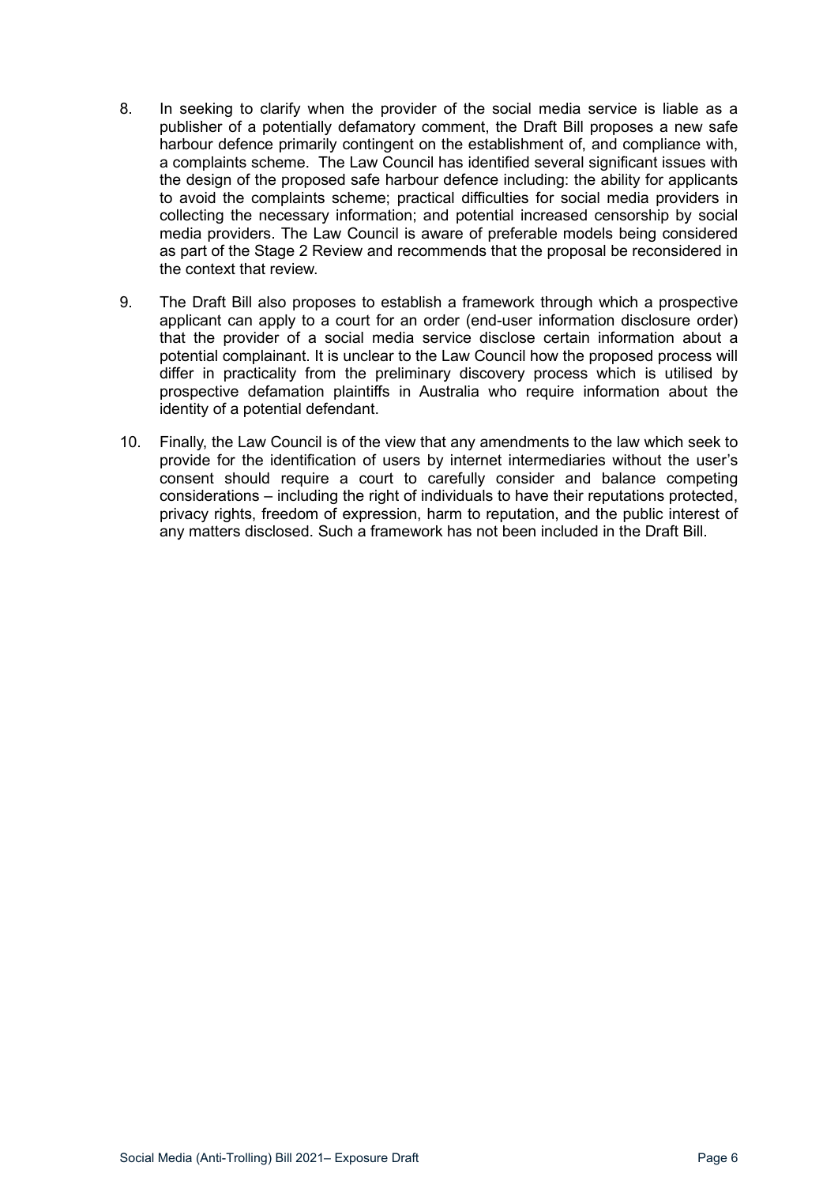8. In seeking to clarify when the provider of the social media service is liable as a publisher of a potentially defamatory comment, the Draft Bill proposes a new safe harbour defence primarily contingent on the establishment of, and compliance with, a complaints scheme. The Law Council has identified several significant issues with the design of the proposed safe harbour defence including: the ability for applicants to avoid the complaints scheme; practical difficulties for social media providers in collecting the necessary information; and potential increased censorship by social media providers. The Law Council is aware of preferable models being considered as part of the Stage 2 Review and recommends that the proposal be reconsidered in the context that review.

9. The Draft Bill also proposes to establish a framework through which a prospective applicant can apply to a court for an order (end-user information disclosure order) that the provider of a social media service disclose certain information about a potential complainant. It is unclear to the Law Council how the proposed process will differ in practicality from the preliminary discovery process which is utilised by prospective defamation plaintiffs in Australia who require information about the identity of a potential defendant.

10. Finally, the Law Council is of the view that any amendments to the law which seek to provide for the identification of users by internet intermediaries without the user's consent should require a court to carefully consider and balance competing considerations – including the right of individuals to have their reputations protected, privacy rights, freedom of expression, harm to reputation, and the public interest of any matters disclosed. Such a framework has not been included in the Draft Bill.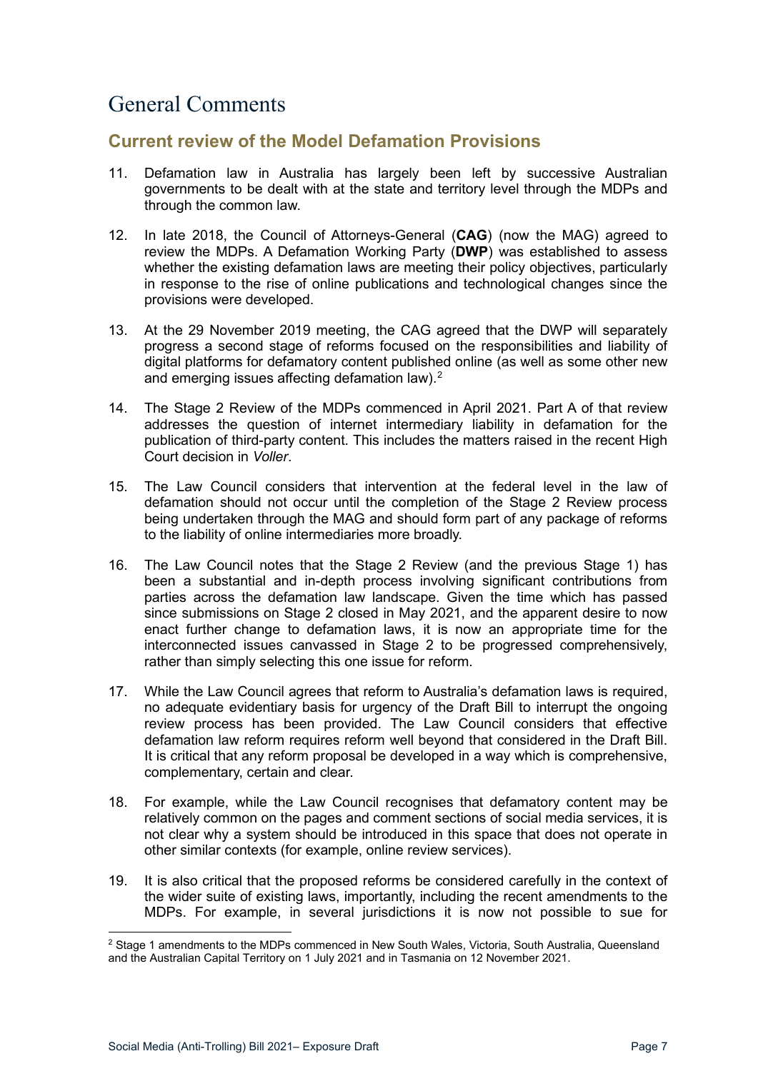# General Comments

## Current review of the Model Defamation Provisions

11. Defamation law in Australia has largely been left by successive Australian governments to be dealt with at the state and territory level through the MDPs and through the common law.

12. In late 2018, the Council of Attorneys-General (**CAG**) (now the MAG) agreed to review the MDPs. A Defamation Working Party (**DWP**) was established to assess whether the existing defamation laws are meeting their policy objectives, particularly in response to the rise of online publications and technological changes since the provisions were developed.

13. At the 29 November 2019 meeting, the CAG agreed that the DWP will separately progress a second stage of reforms focused on the responsibilities and liability of digital platforms for defamatory content published online (as well as some other new and emerging issues affecting defamation law).[2]

14. The Stage 2 Review of the MDPs commenced in April 2021. Part A of that review addresses the question of internet intermediary liability in defamation for the publication of third-party content. This includes the matters raised in the recent High Court decision in *Voller*.

15. The Law Council considers that intervention at the federal level in the law of defamation should not occur until the completion of the Stage 2 Review process being undertaken through the MAG and should form part of any package of reforms to the liability of online intermediaries more broadly.

16. The Law Council notes that the Stage 2 Review (and the previous Stage 1) has been a substantial and in-depth process involving significant contributions from parties across the defamation law landscape. Given the time which has passed since submissions on Stage 2 closed in May 2021, and the apparent desire to now enact further change to defamation laws, it is now an appropriate time for the interconnected issues canvassed in Stage 2 to be progressed comprehensively, rather than simply selecting this one issue for reform.

17. While the Law Council agrees that reform to Australia's defamation laws is required, no adequate evidentiary basis for urgency of the Draft Bill to interrupt the ongoing review process has been provided. The Law Council considers that effective defamation law reform requires reform well beyond that considered in the Draft Bill. It is critical that any reform proposal be developed in a way which is comprehensive, complementary, certain and clear.

18. For example, while the Law Council recognises that defamatory content may be relatively common on the pages and comment sections of social media services, it is not clear why a system should be introduced in this space that does not operate in other similar contexts (for example, online review services).

19. It is also critical that the proposed reforms be considered carefully in the context of the wider suite of existing laws, importantly, including the recent amendments to the MDPs. For example, in several jurisdictions it is now not possible to sue for

[2] Stage 1 amendments to the MDPs commenced in New South Wales, Victoria, South Australia, Queensland and the Australian Capital Territory on 1 July 2021 and in Tasmania on 12 November 2021.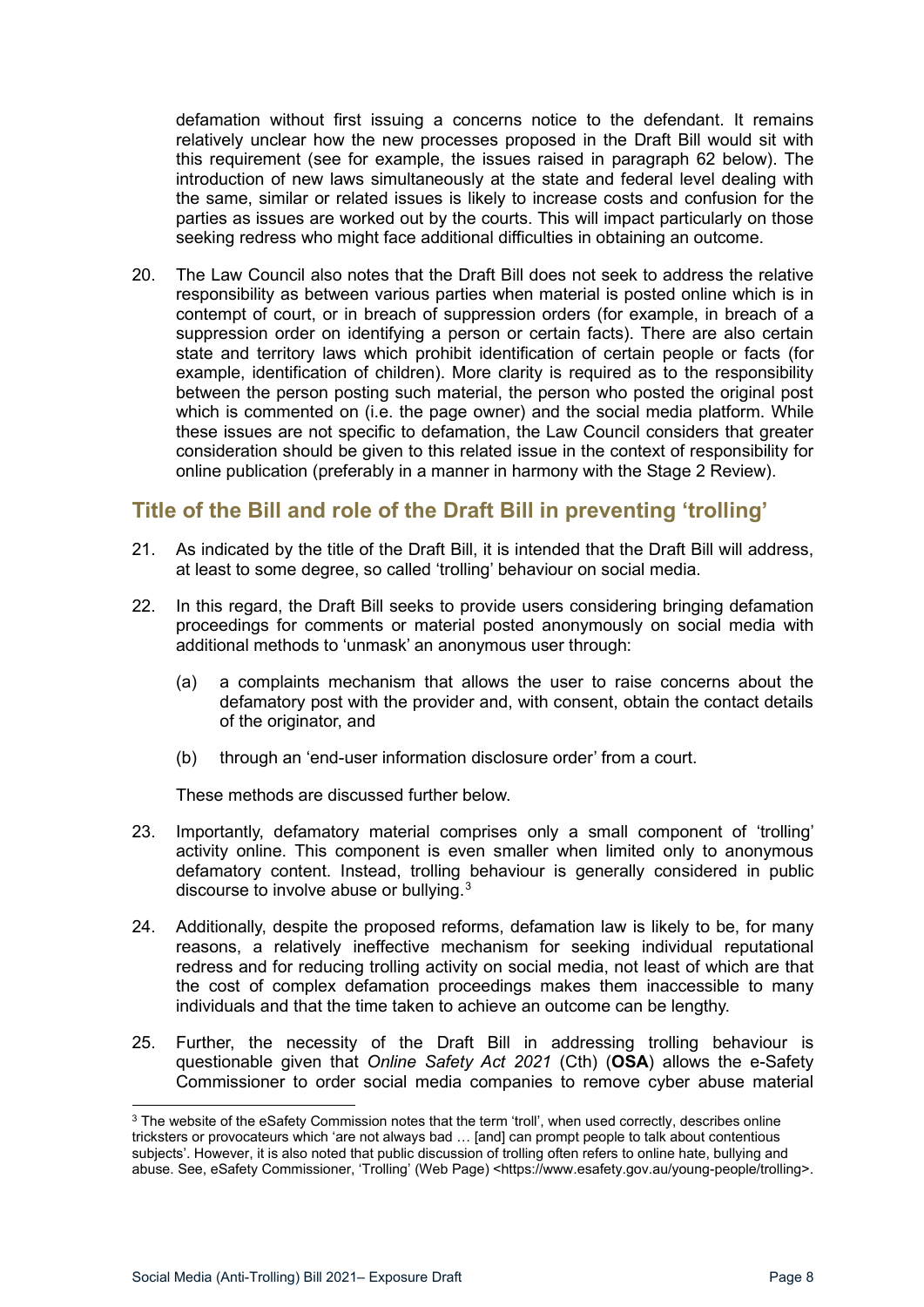defamation without first issuing a concerns notice to the defendant. It remains relatively unclear how the new processes proposed in the Draft Bill would sit with this requirement (see for example, the issues raised in paragraph 62 below). The introduction of new laws simultaneously at the state and federal level dealing with the same, similar or related issues is likely to increase costs and confusion for the parties as issues are worked out by the courts. This will impact particularly on those seeking redress who might face additional difficulties in obtaining an outcome.

20. The Law Council also notes that the Draft Bill does not seek to address the relative responsibility as between various parties when material is posted online which is in contempt of court, or in breach of suppression orders (for example, in breach of a suppression order on identifying a person or certain facts). There are also certain state and territory laws which prohibit identification of certain people or facts (for example, identification of children). More clarity is required as to the responsibility between the person posting such material, the person who posted the original post which is commented on (i.e. the page owner) and the social media platform. While these issues are not specific to defamation, the Law Council considers that greater consideration should be given to this related issue in the context of responsibility for online publication (preferably in a manner in harmony with the Stage 2 Review).

## Title of the Bill and role of the Draft Bill in preventing 'trolling'

21. As indicated by the title of the Draft Bill, it is intended that the Draft Bill will address, at least to some degree, so called 'trolling' behaviour on social media.

22. In this regard, the Draft Bill seeks to provide users considering bringing defamation proceedings for comments or material posted anonymously on social media with additional methods to 'unmask' an anonymous user through:

    (a) a complaints mechanism that allows the user to raise concerns about the defamatory post with the provider and, with consent, obtain the contact details of the originator, and

    (b) through an 'end-user information disclosure order' from a court.

    These methods are discussed further below.

23. Importantly, defamatory material comprises only a small component of 'trolling' activity online. This component is even smaller when limited only to anonymous defamatory content. Instead, trolling behaviour is generally considered in public discourse to involve abuse or bullying.[3]

24. Additionally, despite the proposed reforms, defamation law is likely to be, for many reasons, a relatively ineffective mechanism for seeking individual reputational redress and for reducing trolling activity on social media, not least of which are that the cost of complex defamation proceedings makes them inaccessible to many individuals and that the time taken to achieve an outcome can be lengthy.

25. Further, the necessity of the Draft Bill in addressing trolling behaviour is questionable given that *Online Safety Act 2021* (Cth) (**OSA**) allows the e-Safety Commissioner to order social media companies to remove cyber abuse material

---

[3] The website of the eSafety Commission notes that the term 'troll', when used correctly, describes online tricksters or provocateurs which 'are not always bad … [and] can prompt people to talk about contentious subjects'. However, it is also noted that public discussion of trolling often refers to online hate, bullying and abuse. See, eSafety Commissioner, 'Trolling' (Web Page) <https://www.esafety.gov.au/young-people/trolling>.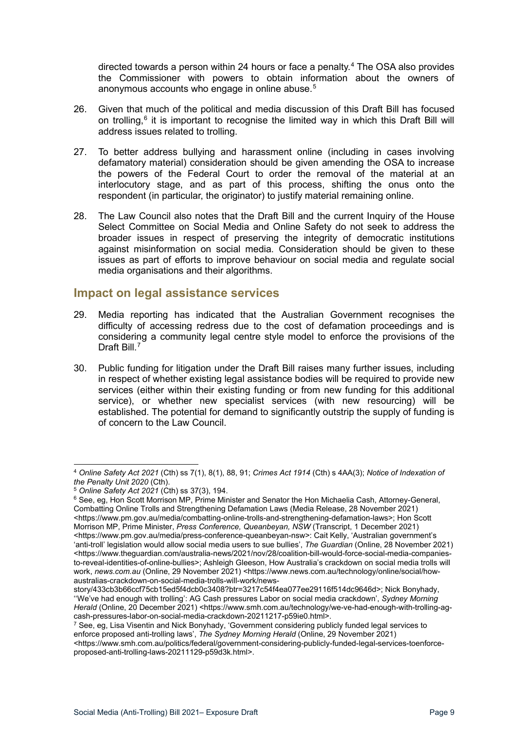directed towards a person within 24 hours or face a penalty.[4] The OSA also provides the Commissioner with powers to obtain information about the owners of anonymous accounts who engage in online abuse.[5]

26. Given that much of the political and media discussion of this Draft Bill has focused on trolling,[6] it is important to recognise the limited way in which this Draft Bill will address issues related to trolling.

27. To better address bullying and harassment online (including in cases involving defamatory material) consideration should be given amending the OSA to increase the powers of the Federal Court to order the removal of the material at an interlocutory stage, and as part of this process, shifting the onus onto the respondent (in particular, the originator) to justify material remaining online.

28. The Law Council also notes that the Draft Bill and the current Inquiry of the House Select Committee on Social Media and Online Safety do not seek to address the broader issues in respect of preserving the integrity of democratic institutions against misinformation on social media. Consideration should be given to these issues as part of efforts to improve behaviour on social media and regulate social media organisations and their algorithms.

## Impact on legal assistance services

29. Media reporting has indicated that the Australian Government recognises the difficulty of accessing redress due to the cost of defamation proceedings and is considering a community legal centre style model to enforce the provisions of the Draft Bill.[7]

30. Public funding for litigation under the Draft Bill raises many further issues, including in respect of whether existing legal assistance bodies will be required to provide new services (either within their existing funding or from new funding for this additional service), or whether new specialist services (with new resourcing) will be established. The potential for demand to significantly outstrip the supply of funding is of concern to the Law Council.

---

[4] *Online Safety Act 2021* (Cth) ss 7(1), 8(1), 88, 91; *Crimes Act 1914* (Cth) s 4AA(3); *Notice of Indexation of the Penalty Unit 2020* (Cth).

[5] *Online Safety Act 2021* (Cth) ss 37(3), 194.

[6] See, eg, Hon Scott Morrison MP, Prime Minister and Senator the Hon Michaelia Cash, Attorney-General, Combatting Online Trolls and Strengthening Defamation Laws (Media Release, 28 November 2021) <https://www.pm.gov.au/media/combatting-online-trolls-and-strengthening-defamation-laws>; Hon Scott Morrison MP, Prime Minister, *Press Conference, Queanbeyan, NSW* (Transcript, 1 December 2021) <https://www.pm.gov.au/media/press-conference-queanbeyan-nsw>: Cait Kelly, 'Australian government's 'anti-troll' legislation would allow social media users to sue bullies', *The Guardian* (Online, 28 November 2021) <https://www.theguardian.com/australia-news/2021/nov/28/coalition-bill-would-force-social-media-companies-to-reveal-identities-of-online-bullies>; Ashleigh Gleeson, How Australia's crackdown on social media trolls will work, *news.com.au* (Online, 29 November 2021) <https://www.news.com.au/technology/online/social/how-australias-crackdown-on-social-media-trolls-will-work/news-story/433cb3b66ccf75cb15ed5f4dcb0c3408?btr=3217c54f4ea077ee29116f514dc9646d>; Nick Bonyhady, ''We've had enough with trolling': AG Cash pressures Labor on social media crackdown', *Sydney Morning Herald* (Online, 20 December 2021) <https://www.smh.com.au/technology/we-ve-had-enough-with-trolling-ag-cash-pressures-labor-on-social-media-crackdown-20211217-p59ie0.html>.

[7] See, eg, Lisa Visentin and Nick Bonyhady, 'Government considering publicly funded legal services to enforce proposed anti-trolling laws', *The Sydney Morning Herald* (Online, 29 November 2021) <https://www.smh.com.au/politics/federal/government-considering-publicly-funded-legal-services-toenforce-proposed-anti-trolling-laws-20211129-p59d3k.html>.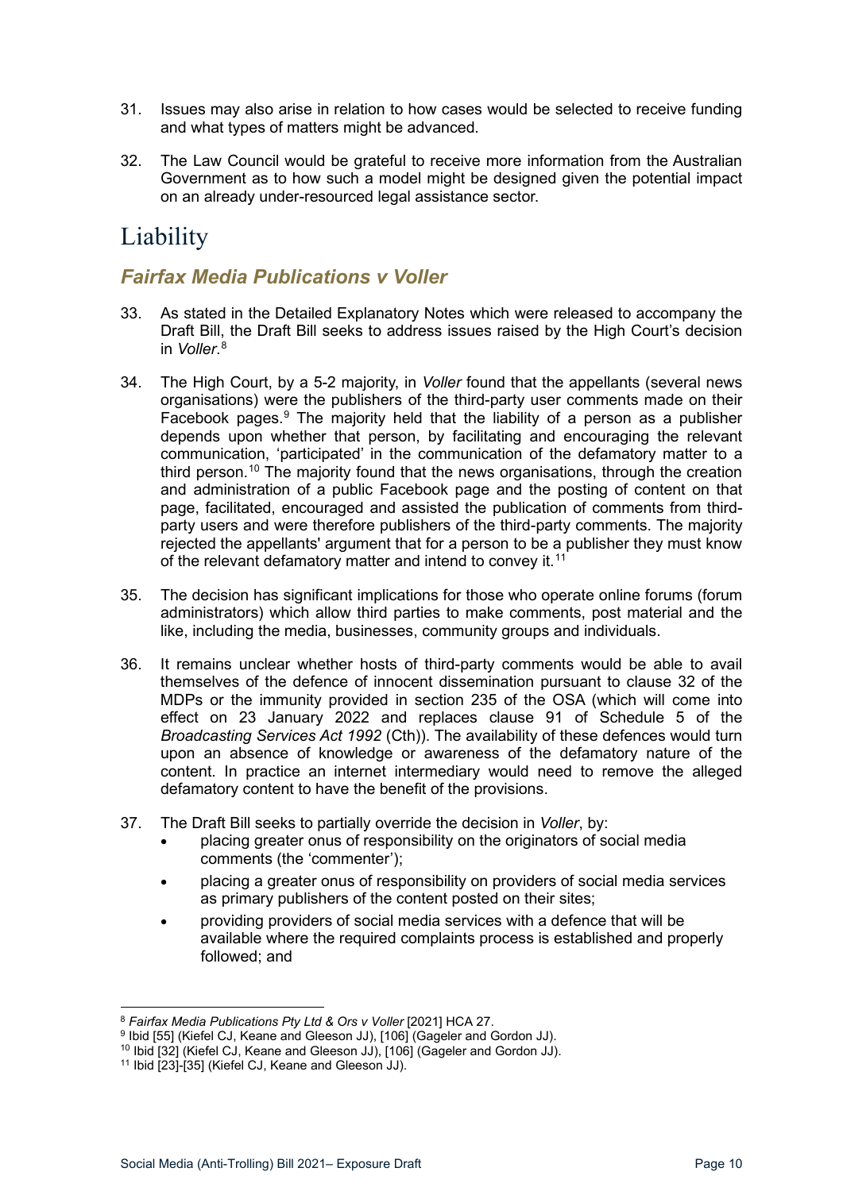31. Issues may also arise in relation to how cases would be selected to receive funding and what types of matters might be advanced.

32. The Law Council would be grateful to receive more information from the Australian Government as to how such a model might be designed given the potential impact on an already under-resourced legal assistance sector.

# Liability

## *Fairfax Media Publications v Voller*

33. As stated in the Detailed Explanatory Notes which were released to accompany the Draft Bill, the Draft Bill seeks to address issues raised by the High Court's decision in *Voller*.[8]

34. The High Court, by a 5-2 majority, in *Voller* found that the appellants (several news organisations) were the publishers of the third-party user comments made on their Facebook pages.[9] The majority held that the liability of a person as a publisher depends upon whether that person, by facilitating and encouraging the relevant communication, 'participated' in the communication of the defamatory matter to a third person.[10] The majority found that the news organisations, through the creation and administration of a public Facebook page and the posting of content on that page, facilitated, encouraged and assisted the publication of comments from third-party users and were therefore publishers of the third-party comments. The majority rejected the appellants' argument that for a person to be a publisher they must know of the relevant defamatory matter and intend to convey it.[11]

35. The decision has significant implications for those who operate online forums (forum administrators) which allow third parties to make comments, post material and the like, including the media, businesses, community groups and individuals.

36. It remains unclear whether hosts of third-party comments would be able to avail themselves of the defence of innocent dissemination pursuant to clause 32 of the MDPs or the immunity provided in section 235 of the OSA (which will come into effect on 23 January 2022 and replaces clause 91 of Schedule 5 of the *Broadcasting Services Act 1992* (Cth)). The availability of these defences would turn upon an absence of knowledge or awareness of the defamatory nature of the content. In practice an internet intermediary would need to remove the alleged defamatory content to have the benefit of the provisions.

37. The Draft Bill seeks to partially override the decision in *Voller*, by:
    - placing greater onus of responsibility on the originators of social media comments (the 'commenter');
    - placing a greater onus of responsibility on providers of social media services as primary publishers of the content posted on their sites;
    - providing providers of social media services with a defence that will be available where the required complaints process is established and properly followed; and

---

[8] *Fairfax Media Publications Pty Ltd & Ors v Voller* [2021] HCA 27.

[9] Ibid [55] (Kiefel CJ, Keane and Gleeson JJ), [106] (Gageler and Gordon JJ).

[10] Ibid [32] (Kiefel CJ, Keane and Gleeson JJ), [106] (Gageler and Gordon JJ).

[11] Ibid [23]-[35] (Kiefel CJ, Keane and Gleeson JJ).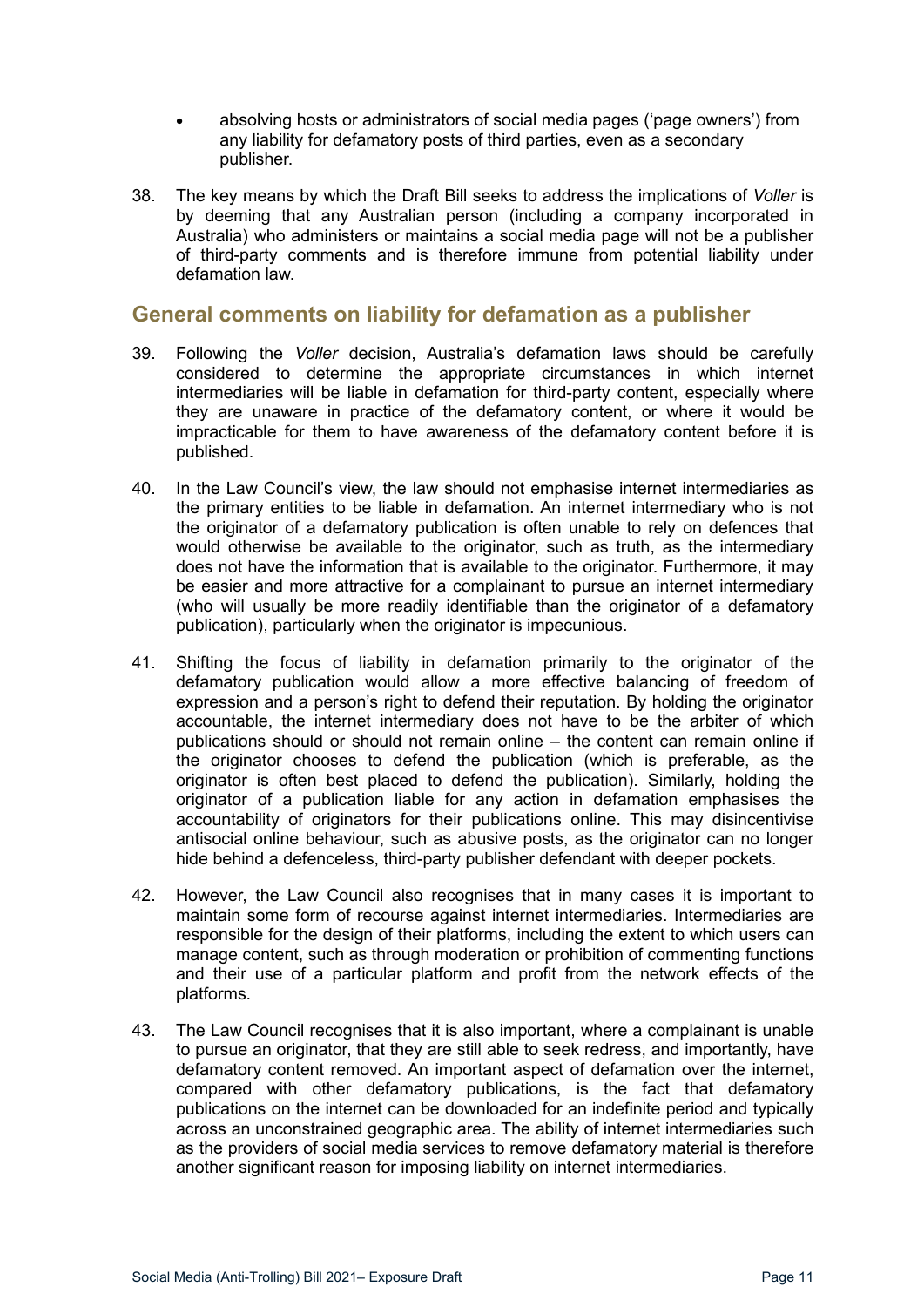- absolving hosts or administrators of social media pages ('page owners') from any liability for defamatory posts of third parties, even as a secondary publisher.

38. The key means by which the Draft Bill seeks to address the implications of *Voller* is by deeming that any Australian person (including a company incorporated in Australia) who administers or maintains a social media page will not be a publisher of third-party comments and is therefore immune from potential liability under defamation law.

## General comments on liability for defamation as a publisher

39. Following the *Voller* decision, Australia's defamation laws should be carefully considered to determine the appropriate circumstances in which internet intermediaries will be liable in defamation for third-party content, especially where they are unaware in practice of the defamatory content, or where it would be impracticable for them to have awareness of the defamatory content before it is published.

40. In the Law Council's view, the law should not emphasise internet intermediaries as the primary entities to be liable in defamation. An internet intermediary who is not the originator of a defamatory publication is often unable to rely on defences that would otherwise be available to the originator, such as truth, as the intermediary does not have the information that is available to the originator. Furthermore, it may be easier and more attractive for a complainant to pursue an internet intermediary (who will usually be more readily identifiable than the originator of a defamatory publication), particularly when the originator is impecunious.

41. Shifting the focus of liability in defamation primarily to the originator of the defamatory publication would allow a more effective balancing of freedom of expression and a person's right to defend their reputation. By holding the originator accountable, the internet intermediary does not have to be the arbiter of which publications should or should not remain online – the content can remain online if the originator chooses to defend the publication (which is preferable, as the originator is often best placed to defend the publication). Similarly, holding the originator of a publication liable for any action in defamation emphasises the accountability of originators for their publications online. This may disincentivise antisocial online behaviour, such as abusive posts, as the originator can no longer hide behind a defenceless, third-party publisher defendant with deeper pockets.

42. However, the Law Council also recognises that in many cases it is important to maintain some form of recourse against internet intermediaries. Intermediaries are responsible for the design of their platforms, including the extent to which users can manage content, such as through moderation or prohibition of commenting functions and their use of a particular platform and profit from the network effects of the platforms.

43. The Law Council recognises that it is also important, where a complainant is unable to pursue an originator, that they are still able to seek redress, and importantly, have defamatory content removed. An important aspect of defamation over the internet, compared with other defamatory publications, is the fact that defamatory publications on the internet can be downloaded for an indefinite period and typically across an unconstrained geographic area. The ability of internet intermediaries such as the providers of social media services to remove defamatory material is therefore another significant reason for imposing liability on internet intermediaries.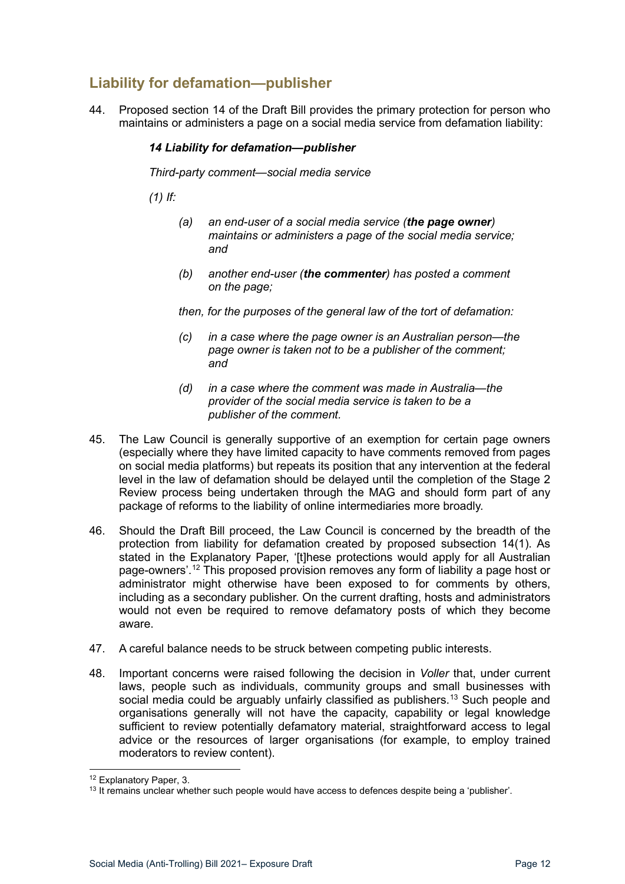## Liability for defamation—publisher

44. Proposed section 14 of the Draft Bill provides the primary protection for person who maintains or administers a page on a social media service from defamation liability:

> ***14 Liability for defamation—publisher***
>
> *Third-party comment—social media service*
>
> *(1) If:*
>
> *(a) an end-user of a social media service (**the page owner**) maintains or administers a page of the social media service; and*
>
> *(b) another end-user (**the commenter**) has posted a comment on the page;*
>
> *then, for the purposes of the general law of the tort of defamation:*
>
> *(c) in a case where the page owner is an Australian person—the page owner is taken not to be a publisher of the comment; and*
>
> *(d) in a case where the comment was made in Australia—the provider of the social media service is taken to be a publisher of the comment.*

45. The Law Council is generally supportive of an exemption for certain page owners (especially where they have limited capacity to have comments removed from pages on social media platforms) but repeats its position that any intervention at the federal level in the law of defamation should be delayed until the completion of the Stage 2 Review process being undertaken through the MAG and should form part of any package of reforms to the liability of online intermediaries more broadly.

46. Should the Draft Bill proceed, the Law Council is concerned by the breadth of the protection from liability for defamation created by proposed subsection 14(1). As stated in the Explanatory Paper, '[t]hese protections would apply for all Australian page-owners'.[12] This proposed provision removes any form of liability a page host or administrator might otherwise have been exposed to for comments by others, including as a secondary publisher. On the current drafting, hosts and administrators would not even be required to remove defamatory posts of which they become aware.

47. A careful balance needs to be struck between competing public interests.

48. Important concerns were raised following the decision in *Voller* that, under current laws, people such as individuals, community groups and small businesses with social media could be arguably unfairly classified as publishers.[13] Such people and organisations generally will not have the capacity, capability or legal knowledge sufficient to review potentially defamatory material, straightforward access to legal advice or the resources of larger organisations (for example, to employ trained moderators to review content).

---

[12] Explanatory Paper, 3.

[13] It remains unclear whether such people would have access to defences despite being a 'publisher'.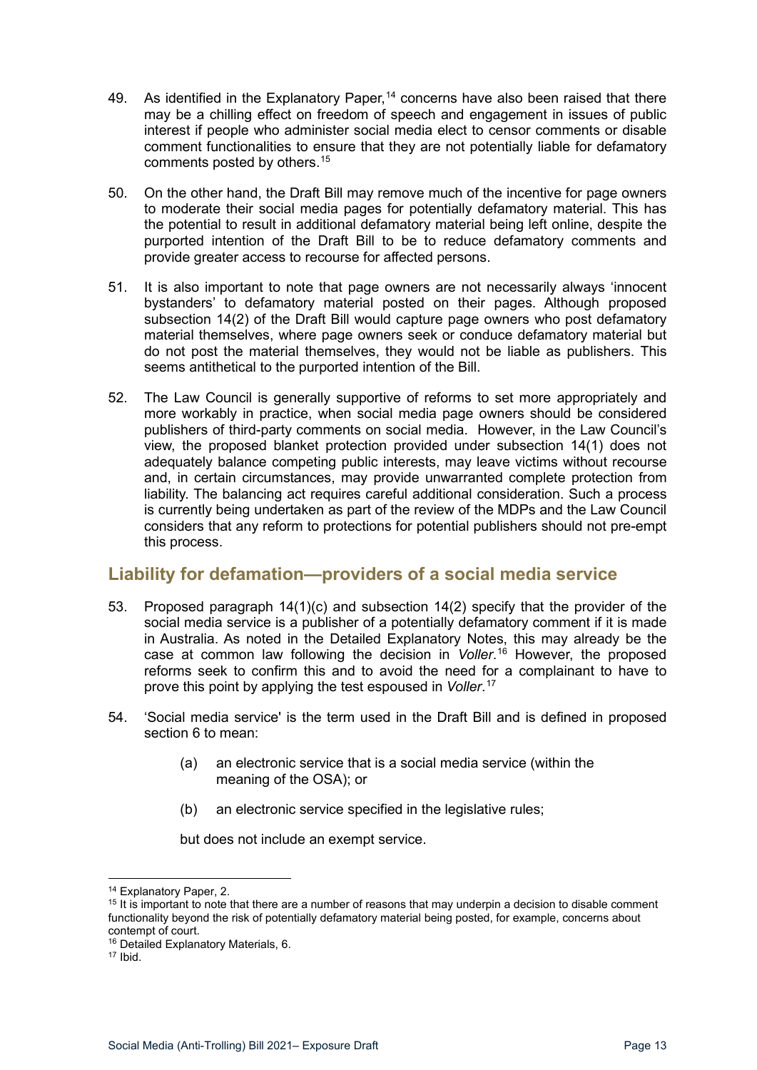49. As identified in the Explanatory Paper,[14] concerns have also been raised that there may be a chilling effect on freedom of speech and engagement in issues of public interest if people who administer social media elect to censor comments or disable comment functionalities to ensure that they are not potentially liable for defamatory comments posted by others.[15]

50. On the other hand, the Draft Bill may remove much of the incentive for page owners to moderate their social media pages for potentially defamatory material. This has the potential to result in additional defamatory material being left online, despite the purported intention of the Draft Bill to be to reduce defamatory comments and provide greater access to recourse for affected persons.

51. It is also important to note that page owners are not necessarily always 'innocent bystanders' to defamatory material posted on their pages. Although proposed subsection 14(2) of the Draft Bill would capture page owners who post defamatory material themselves, where page owners seek or conduce defamatory material but do not post the material themselves, they would not be liable as publishers. This seems antithetical to the purported intention of the Bill.

52. The Law Council is generally supportive of reforms to set more appropriately and more workably in practice, when social media page owners should be considered publishers of third-party comments on social media. However, in the Law Council's view, the proposed blanket protection provided under subsection 14(1) does not adequately balance competing public interests, may leave victims without recourse and, in certain circumstances, may provide unwarranted complete protection from liability. The balancing act requires careful additional consideration. Such a process is currently being undertaken as part of the review of the MDPs and the Law Council considers that any reform to protections for potential publishers should not pre-empt this process.

## Liability for defamation—providers of a social media service

53. Proposed paragraph 14(1)(c) and subsection 14(2) specify that the provider of the social media service is a publisher of a potentially defamatory comment if it is made in Australia. As noted in the Detailed Explanatory Notes, this may already be the case at common law following the decision in *Voller*.[16] However, the proposed reforms seek to confirm this and to avoid the need for a complainant to have to prove this point by applying the test espoused in *Voller*.[17]

54. 'Social media service' is the term used in the Draft Bill and is defined in proposed section 6 to mean:

    (a) an electronic service that is a social media service (within the meaning of the OSA); or

    (b) an electronic service specified in the legislative rules;

    but does not include an exempt service.

---

[14] Explanatory Paper, 2.

[15] It is important to note that there are a number of reasons that may underpin a decision to disable comment functionality beyond the risk of potentially defamatory material being posted, for example, concerns about contempt of court.

[16] Detailed Explanatory Materials, 6.

[17] Ibid.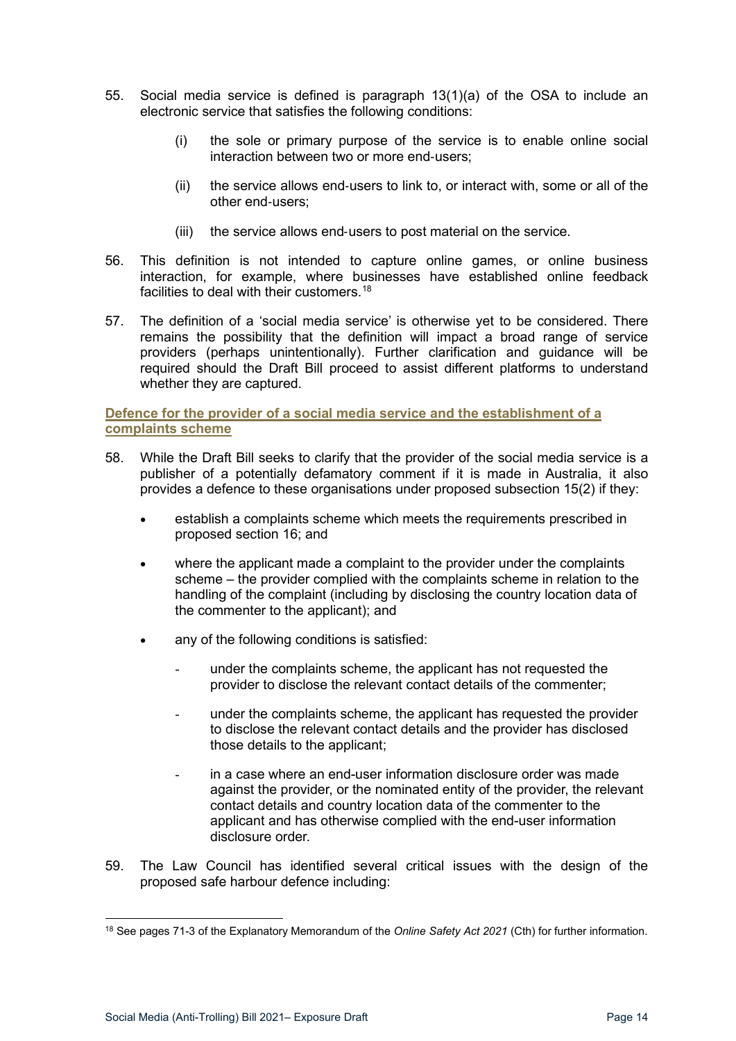55. Social media service is defined is paragraph 13(1)(a) of the OSA to include an electronic service that satisfies the following conditions:

    (i) the sole or primary purpose of the service is to enable online social interaction between two or more end-users;

    (ii) the service allows end-users to link to, or interact with, some or all of the other end-users;

    (iii) the service allows end-users to post material on the service.

56. This definition is not intended to capture online games, or online business interaction, for example, where businesses have established online feedback facilities to deal with their customers.[18]

57. The definition of a 'social media service' is otherwise yet to be considered. There remains the possibility that the definition will impact a broad range of service providers (perhaps unintentionally). Further clarification and guidance will be required should the Draft Bill proceed to assist different platforms to understand whether they are captured.

### Defence for the provider of a social media service and the establishment of a complaints scheme

58. While the Draft Bill seeks to clarify that the provider of the social media service is a publisher of a potentially defamatory comment if it is made in Australia, it also provides a defence to these organisations under proposed subsection 15(2) if they:

    - establish a complaints scheme which meets the requirements prescribed in proposed section 16; and
    - where the applicant made a complaint to the provider under the complaints scheme – the provider complied with the complaints scheme in relation to the handling of the complaint (including by disclosing the country location data of the commenter to the applicant); and
    - any of the following conditions is satisfied:
        - under the complaints scheme, the applicant has not requested the provider to disclose the relevant contact details of the commenter;
        - under the complaints scheme, the applicant has requested the provider to disclose the relevant contact details and the provider has disclosed those details to the applicant;
        - in a case where an end-user information disclosure order was made against the provider, or the nominated entity of the provider, the relevant contact details and country location data of the commenter to the applicant and has otherwise complied with the end-user information disclosure order.

59. The Law Council has identified several critical issues with the design of the proposed safe harbour defence including:

[18] See pages 71-3 of the Explanatory Memorandum of the *Online Safety Act 2021* (Cth) for further information.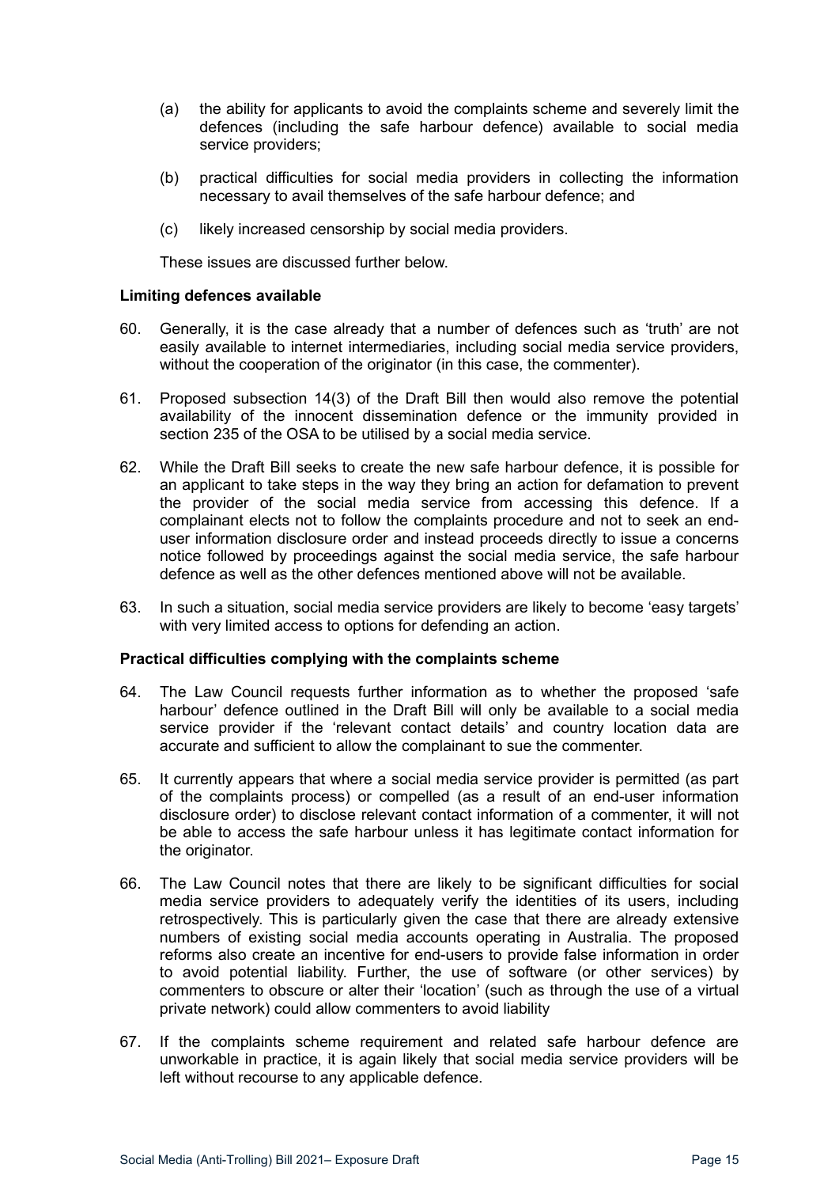(a) the ability for applicants to avoid the complaints scheme and severely limit the defences (including the safe harbour defence) available to social media service providers;

(b) practical difficulties for social media providers in collecting the information necessary to avail themselves of the safe harbour defence; and

(c) likely increased censorship by social media providers.

These issues are discussed further below.

**Limiting defences available**

60. Generally, it is the case already that a number of defences such as 'truth' are not easily available to internet intermediaries, including social media service providers, without the cooperation of the originator (in this case, the commenter).

61. Proposed subsection 14(3) of the Draft Bill then would also remove the potential availability of the innocent dissemination defence or the immunity provided in section 235 of the OSA to be utilised by a social media service.

62. While the Draft Bill seeks to create the new safe harbour defence, it is possible for an applicant to take steps in the way they bring an action for defamation to prevent the provider of the social media service from accessing this defence. If a complainant elects not to follow the complaints procedure and not to seek an end-user information disclosure order and instead proceeds directly to issue a concerns notice followed by proceedings against the social media service, the safe harbour defence as well as the other defences mentioned above will not be available.

63. In such a situation, social media service providers are likely to become 'easy targets' with very limited access to options for defending an action.

**Practical difficulties complying with the complaints scheme**

64. The Law Council requests further information as to whether the proposed 'safe harbour' defence outlined in the Draft Bill will only be available to a social media service provider if the 'relevant contact details' and country location data are accurate and sufficient to allow the complainant to sue the commenter.

65. It currently appears that where a social media service provider is permitted (as part of the complaints process) or compelled (as a result of an end-user information disclosure order) to disclose relevant contact information of a commenter, it will not be able to access the safe harbour unless it has legitimate contact information for the originator.

66. The Law Council notes that there are likely to be significant difficulties for social media service providers to adequately verify the identities of its users, including retrospectively. This is particularly given the case that there are already extensive numbers of existing social media accounts operating in Australia. The proposed reforms also create an incentive for end-users to provide false information in order to avoid potential liability. Further, the use of software (or other services) by commenters to obscure or alter their 'location' (such as through the use of a virtual private network) could allow commenters to avoid liability

67. If the complaints scheme requirement and related safe harbour defence are unworkable in practice, it is again likely that social media service providers will be left without recourse to any applicable defence.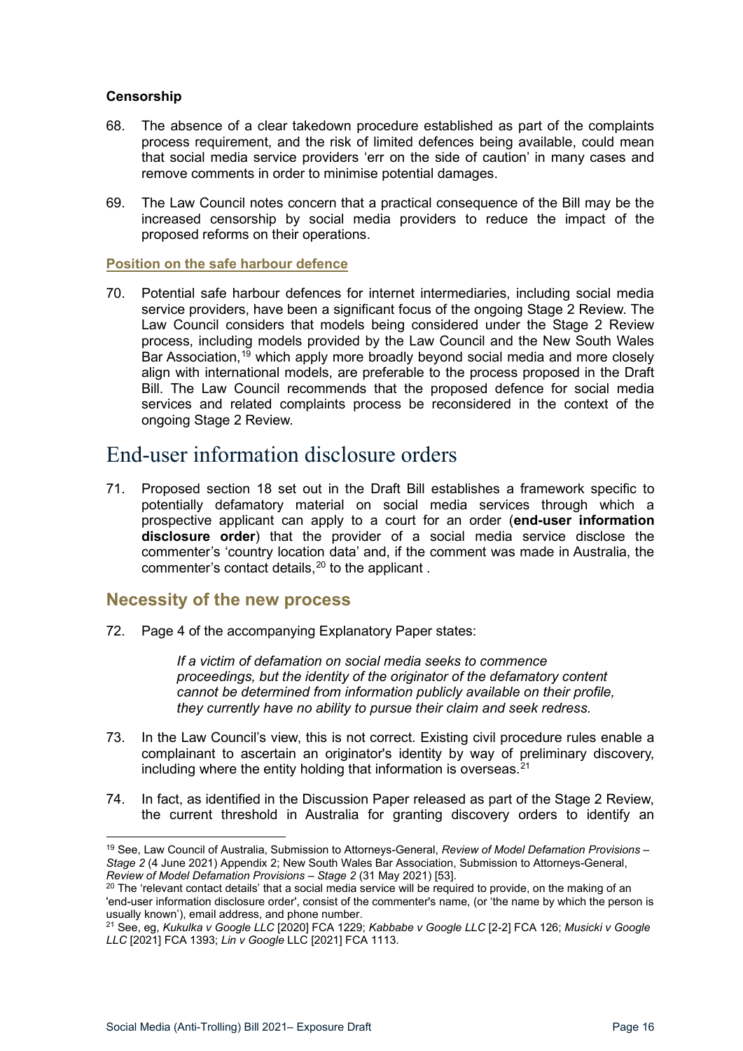### Censorship

68. The absence of a clear takedown procedure established as part of the complaints process requirement, and the risk of limited defences being available, could mean that social media service providers 'err on the side of caution' in many cases and remove comments in order to minimise potential damages.

69. The Law Council notes concern that a practical consequence of the Bill may be the increased censorship by social media providers to reduce the impact of the proposed reforms on their operations.

#### Position on the safe harbour defence

70. Potential safe harbour defences for internet intermediaries, including social media service providers, have been a significant focus of the ongoing Stage 2 Review. The Law Council considers that models being considered under the Stage 2 Review process, including models provided by the Law Council and the New South Wales Bar Association,[19] which apply more broadly beyond social media and more closely align with international models, are preferable to the process proposed in the Draft Bill. The Law Council recommends that the proposed defence for social media services and related complaints process be reconsidered in the context of the ongoing Stage 2 Review.

# End-user information disclosure orders

71. Proposed section 18 set out in the Draft Bill establishes a framework specific to potentially defamatory material on social media services through which a prospective applicant can apply to a court for an order (**end-user information disclosure order**) that the provider of a social media service disclose the commenter's 'country location data' and, if the comment was made in Australia, the commenter's contact details,[20] to the applicant .

## Necessity of the new process

72. Page 4 of the accompanying Explanatory Paper states:

> *If a victim of defamation on social media seeks to commence proceedings, but the identity of the originator of the defamatory content cannot be determined from information publicly available on their profile, they currently have no ability to pursue their claim and seek redress.*

73. In the Law Council's view, this is not correct. Existing civil procedure rules enable a complainant to ascertain an originator's identity by way of preliminary discovery, including where the entity holding that information is overseas.[21]

74. In fact, as identified in the Discussion Paper released as part of the Stage 2 Review, the current threshold in Australia for granting discovery orders to identify an

---

[19] See, Law Council of Australia, Submission to Attorneys-General, *Review of Model Defamation Provisions – Stage 2* (4 June 2021) Appendix 2; New South Wales Bar Association, Submission to Attorneys-General, *Review of Model Defamation Provisions – Stage 2* (31 May 2021) [53].

[20] The 'relevant contact details' that a social media service will be required to provide, on the making of an 'end-user information disclosure order', consist of the commenter's name, (or 'the name by which the person is usually known'), email address, and phone number.

[21] See, eg, *Kukulka v Google LLC* [2020] FCA 1229; *Kabbabe v Google LLC* [2-2] FCA 126; *Musicki v Google LLC* [2021] FCA 1393; *Lin v Google* LLC [2021] FCA 1113.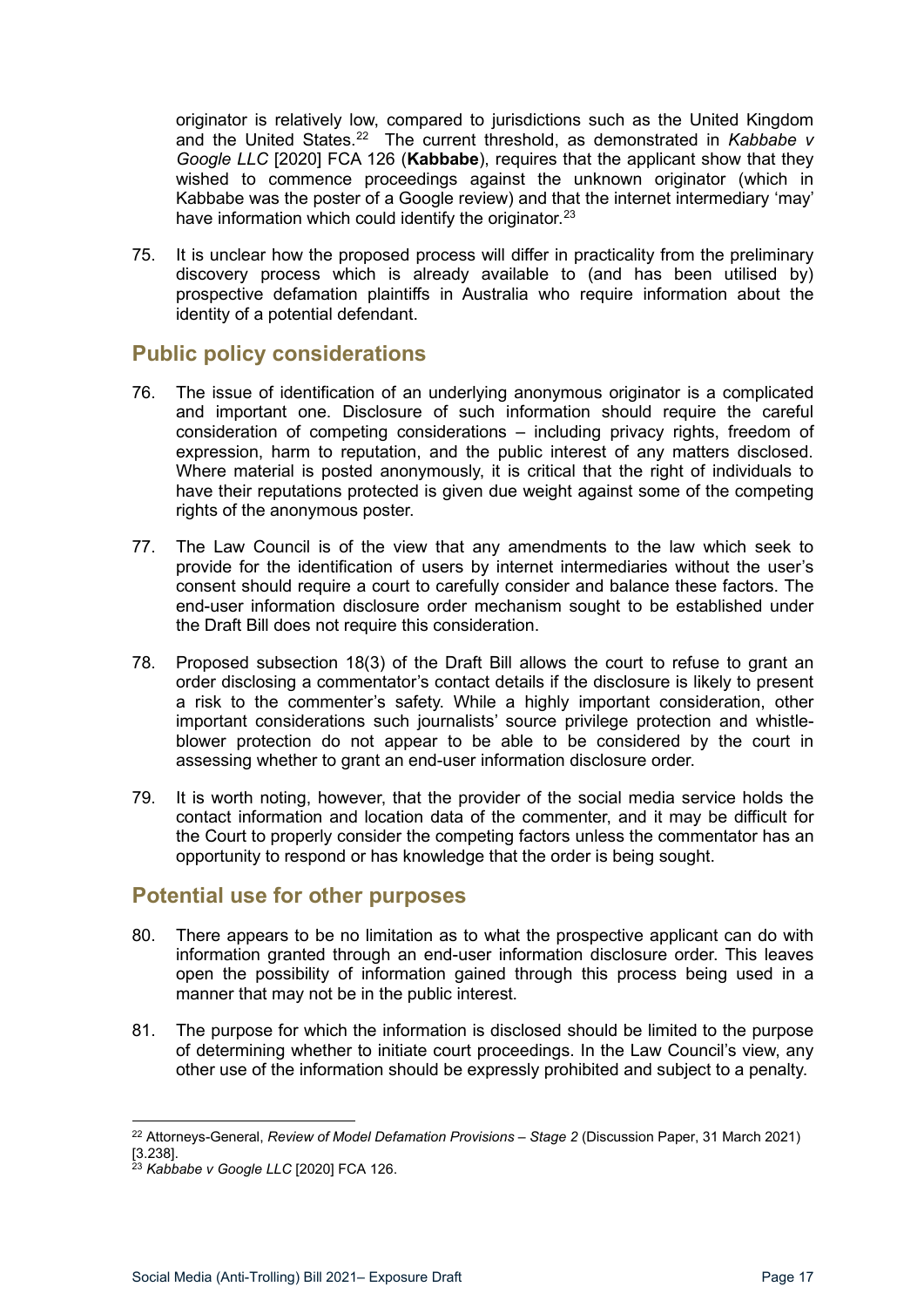originator is relatively low, compared to jurisdictions such as the United Kingdom and the United States.[22] The current threshold, as demonstrated in *Kabbabe v Google LLC* [2020] FCA 126 (**Kabbabe**), requires that the applicant show that they wished to commence proceedings against the unknown originator (which in Kabbabe was the poster of a Google review) and that the internet intermediary 'may' have information which could identify the originator.[23]

75. It is unclear how the proposed process will differ in practicality from the preliminary discovery process which is already available to (and has been utilised by) prospective defamation plaintiffs in Australia who require information about the identity of a potential defendant.

## Public policy considerations

76. The issue of identification of an underlying anonymous originator is a complicated and important one. Disclosure of such information should require the careful consideration of competing considerations – including privacy rights, freedom of expression, harm to reputation, and the public interest of any matters disclosed. Where material is posted anonymously, it is critical that the right of individuals to have their reputations protected is given due weight against some of the competing rights of the anonymous poster.

77. The Law Council is of the view that any amendments to the law which seek to provide for the identification of users by internet intermediaries without the user's consent should require a court to carefully consider and balance these factors. The end-user information disclosure order mechanism sought to be established under the Draft Bill does not require this consideration.

78. Proposed subsection 18(3) of the Draft Bill allows the court to refuse to grant an order disclosing a commentator's contact details if the disclosure is likely to present a risk to the commenter's safety. While a highly important consideration, other important considerations such journalists' source privilege protection and whistle-blower protection do not appear to be able to be considered by the court in assessing whether to grant an end-user information disclosure order.

79. It is worth noting, however, that the provider of the social media service holds the contact information and location data of the commenter, and it may be difficult for the Court to properly consider the competing factors unless the commentator has an opportunity to respond or has knowledge that the order is being sought.

## Potential use for other purposes

80. There appears to be no limitation as to what the prospective applicant can do with information granted through an end-user information disclosure order. This leaves open the possibility of information gained through this process being used in a manner that may not be in the public interest.

81. The purpose for which the information is disclosed should be limited to the purpose of determining whether to initiate court proceedings. In the Law Council's view, any other use of the information should be expressly prohibited and subject to a penalty.

---

[22] Attorneys-General, *Review of Model Defamation Provisions – Stage 2* (Discussion Paper, 31 March 2021) [3.238].

[23] *Kabbabe v Google LLC* [2020] FCA 126.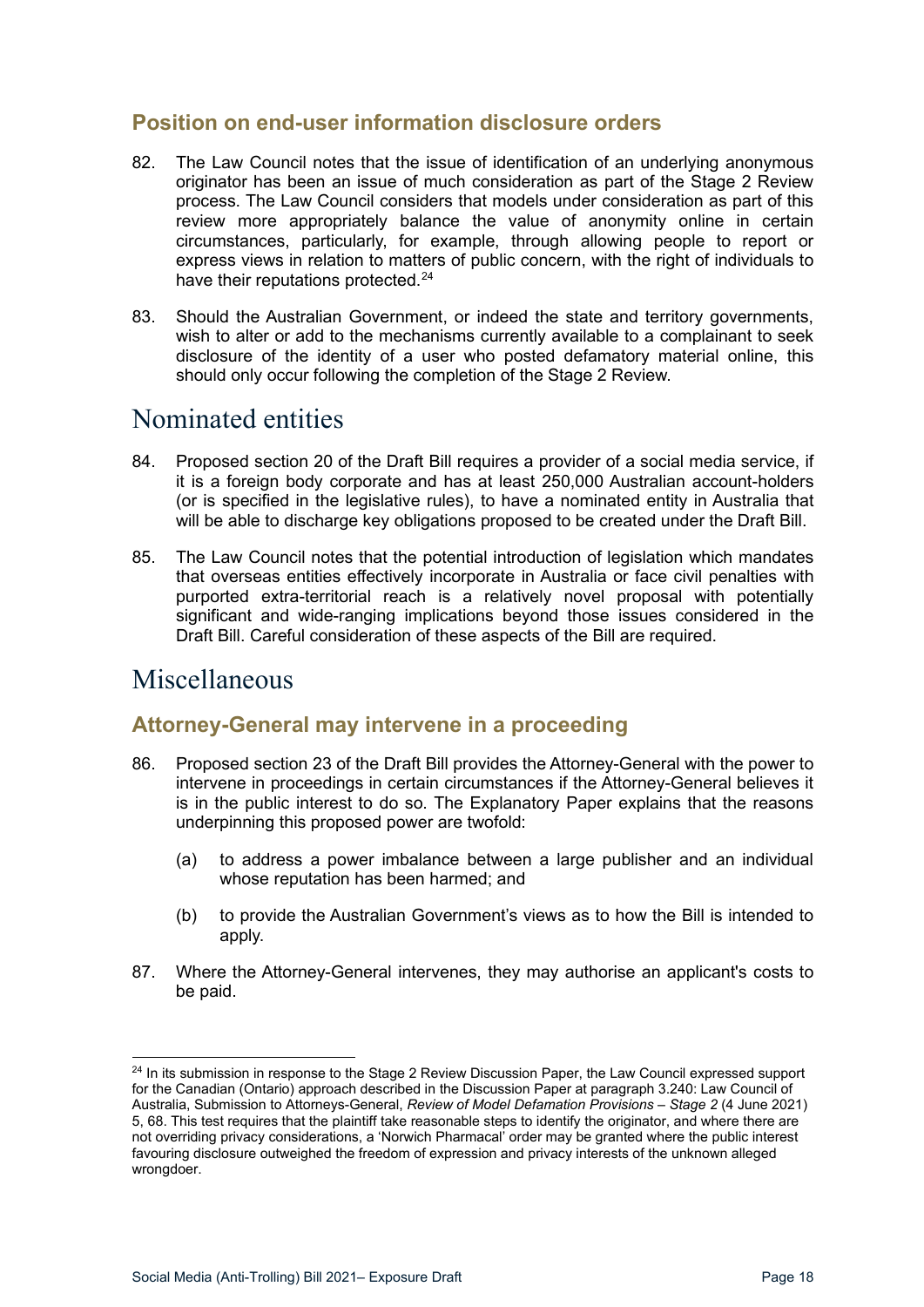### Position on end-user information disclosure orders

82. The Law Council notes that the issue of identification of an underlying anonymous originator has been an issue of much consideration as part of the Stage 2 Review process. The Law Council considers that models under consideration as part of this review more appropriately balance the value of anonymity online in certain circumstances, particularly, for example, through allowing people to report or express views in relation to matters of public concern, with the right of individuals to have their reputations protected.[24]

83. Should the Australian Government, or indeed the state and territory governments, wish to alter or add to the mechanisms currently available to a complainant to seek disclosure of the identity of a user who posted defamatory material online, this should only occur following the completion of the Stage 2 Review.

## Nominated entities

84. Proposed section 20 of the Draft Bill requires a provider of a social media service, if it is a foreign body corporate and has at least 250,000 Australian account-holders (or is specified in the legislative rules), to have a nominated entity in Australia that will be able to discharge key obligations proposed to be created under the Draft Bill.

85. The Law Council notes that the potential introduction of legislation which mandates that overseas entities effectively incorporate in Australia or face civil penalties with purported extra-territorial reach is a relatively novel proposal with potentially significant and wide-ranging implications beyond those issues considered in the Draft Bill. Careful consideration of these aspects of the Bill are required.

## Miscellaneous

### Attorney-General may intervene in a proceeding

86. Proposed section 23 of the Draft Bill provides the Attorney-General with the power to intervene in proceedings in certain circumstances if the Attorney-General believes it is in the public interest to do so. The Explanatory Paper explains that the reasons underpinning this proposed power are twofold:

    (a) to address a power imbalance between a large publisher and an individual whose reputation has been harmed; and

    (b) to provide the Australian Government's views as to how the Bill is intended to apply.

87. Where the Attorney-General intervenes, they may authorise an applicant's costs to be paid.

---

[24] In its submission in response to the Stage 2 Review Discussion Paper, the Law Council expressed support for the Canadian (Ontario) approach described in the Discussion Paper at paragraph 3.240: Law Council of Australia, Submission to Attorneys-General, *Review of Model Defamation Provisions – Stage 2* (4 June 2021) 5, 68. This test requires that the plaintiff take reasonable steps to identify the originator, and where there are not overriding privacy considerations, a 'Norwich Pharmacal' order may be granted where the public interest favouring disclosure outweighed the freedom of expression and privacy interests of the unknown alleged wrongdoer.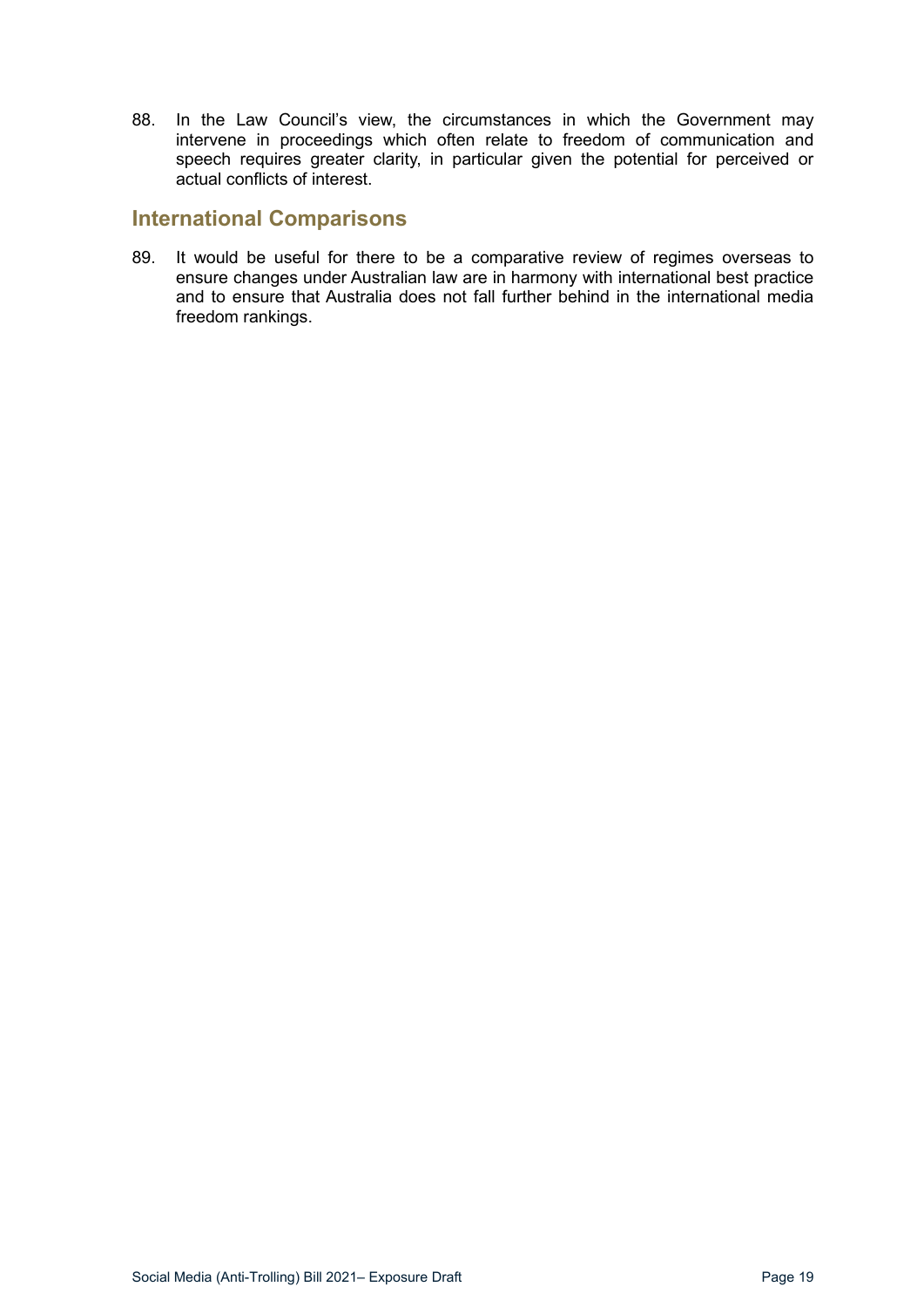88. In the Law Council's view, the circumstances in which the Government may intervene in proceedings which often relate to freedom of communication and speech requires greater clarity, in particular given the potential for perceived or actual conflicts of interest.

## International Comparisons

89. It would be useful for there to be a comparative review of regimes overseas to ensure changes under Australian law are in harmony with international best practice and to ensure that Australia does not fall further behind in the international media freedom rankings.